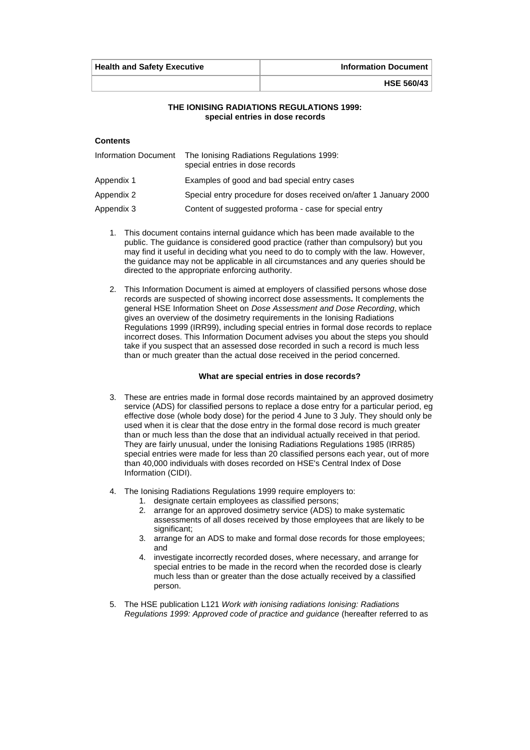| Health and Safety Executive | Information Document |
|---|---|
| | HSE 560/43 |

**THE IONISING RADIATIONS REGULATIONS 1999: special entries in dose records**

**Contents**

| | |
|---|---|
| Information Document | The Ionising Radiations Regulations 1999: special entries in dose records |
| Appendix 1 | Examples of good and bad special entry cases |
| Appendix 2 | Special entry procedure for doses received on/after 1 January 2000 |
| Appendix 3 | Content of suggested proforma - case for special entry |

1. This document contains internal guidance which has been made available to the public. The guidance is considered good practice (rather than compulsory) but you may find it useful in deciding what you need to do to comply with the law. However, the guidance may not be applicable in all circumstances and any queries should be directed to the appropriate enforcing authority.

2. This Information Document is aimed at employers of classified persons whose dose records are suspected of showing incorrect dose assessments**.** It complements the general HSE Information Sheet on *Dose Assessment and Dose Recording*, which gives an overview of the dosimetry requirements in the Ionising Radiations Regulations 1999 (IRR99), including special entries in formal dose records to replace incorrect doses. This Information Document advises you about the steps you should take if you suspect that an assessed dose recorded in such a record is much less than or much greater than the actual dose received in the period concerned.

**What are special entries in dose records?**

3. These are entries made in formal dose records maintained by an approved dosimetry service (ADS) for classified persons to replace a dose entry for a particular period, eg effective dose (whole body dose) for the period 4 June to 3 July. They should only be used when it is clear that the dose entry in the formal dose record is much greater than or much less than the dose that an individual actually received in that period. They are fairly unusual, under the Ionising Radiations Regulations 1985 (IRR85) special entries were made for less than 20 classified persons each year, out of more than 40,000 individuals with doses recorded on HSE's Central Index of Dose Information (CIDI).

4. The Ionising Radiations Regulations 1999 require employers to:
   1. designate certain employees as classified persons;
   2. arrange for an approved dosimetry service (ADS) to make systematic assessments of all doses received by those employees that are likely to be significant;
   3. arrange for an ADS to make and formal dose records for those employees; and
   4. investigate incorrectly recorded doses, where necessary, and arrange for special entries to be made in the record when the recorded dose is clearly much less than or greater than the dose actually received by a classified person.

5. The HSE publication L121 *Work with ionising radiations Ionising: Radiations Regulations 1999: Approved code of practice and guidance* (hereafter referred to as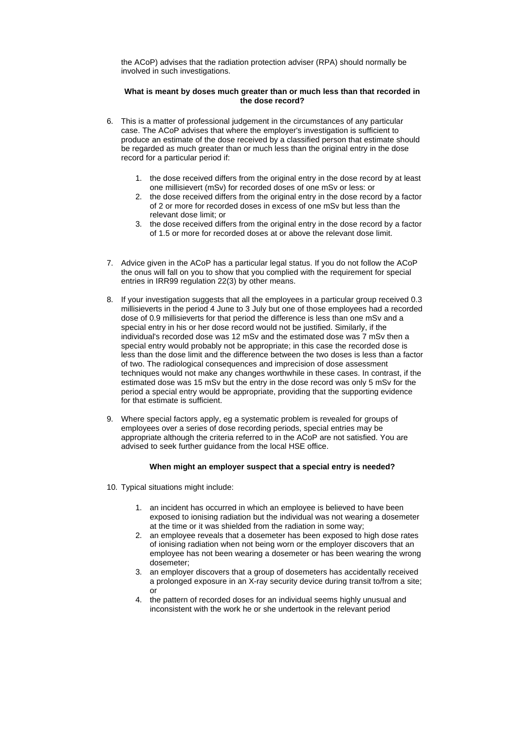the ACoP) advises that the radiation protection adviser (RPA) should normally be involved in such investigations.

### What is meant by doses much greater than or much less than that recorded in the dose record?

6. This is a matter of professional judgement in the circumstances of any particular case. The ACoP advises that where the employer's investigation is sufficient to produce an estimate of the dose received by a classified person that estimate should be regarded as much greater than or much less than the original entry in the dose record for a particular period if:

    1. the dose received differs from the original entry in the dose record by at least one millisievert (mSv) for recorded doses of one mSv or less: or
    2. the dose received differs from the original entry in the dose record by a factor of 2 or more for recorded doses in excess of one mSv but less than the relevant dose limit; or
    3. the dose received differs from the original entry in the dose record by a factor of 1.5 or more for recorded doses at or above the relevant dose limit.

7. Advice given in the ACoP has a particular legal status. If you do not follow the ACoP the onus will fall on you to show that you complied with the requirement for special entries in IRR99 regulation 22(3) by other means.

8. If your investigation suggests that all the employees in a particular group received 0.3 millisieverts in the period 4 June to 3 July but one of those employees had a recorded dose of 0.9 millisieverts for that period the difference is less than one mSv and a special entry in his or her dose record would not be justified. Similarly, if the individual's recorded dose was 12 mSv and the estimated dose was 7 mSv then a special entry would probably not be appropriate; in this case the recorded dose is less than the dose limit and the difference between the two doses is less than a factor of two. The radiological consequences and imprecision of dose assessment techniques would not make any changes worthwhile in these cases. In contrast, if the estimated dose was 15 mSv but the entry in the dose record was only 5 mSv for the period a special entry would be appropriate, providing that the supporting evidence for that estimate is sufficient.

9. Where special factors apply, eg a systematic problem is revealed for groups of employees over a series of dose recording periods, special entries may be appropriate although the criteria referred to in the ACoP are not satisfied. You are advised to seek further guidance from the local HSE office.

### When might an employer suspect that a special entry is needed?

10. Typical situations might include:

    1. an incident has occurred in which an employee is believed to have been exposed to ionising radiation but the individual was not wearing a dosemeter at the time or it was shielded from the radiation in some way;
    2. an employee reveals that a dosemeter has been exposed to high dose rates of ionising radiation when not being worn or the employer discovers that an employee has not been wearing a dosemeter or has been wearing the wrong dosemeter;
    3. an employer discovers that a group of dosemeters has accidentally received a prolonged exposure in an X-ray security device during transit to/from a site; or
    4. the pattern of recorded doses for an individual seems highly unusual and inconsistent with the work he or she undertook in the relevant period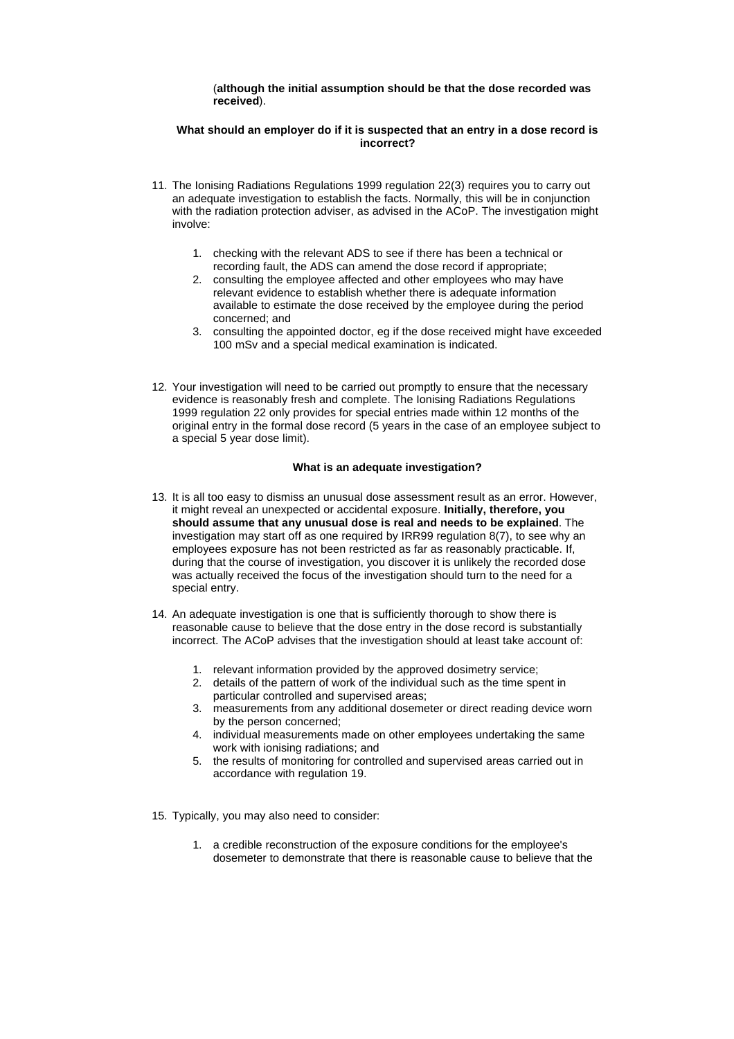(**although the initial assumption should be that the dose recorded was received**).

### What should an employer do if it is suspected that an entry in a dose record is incorrect?

11. The Ionising Radiations Regulations 1999 regulation 22(3) requires you to carry out an adequate investigation to establish the facts. Normally, this will be in conjunction with the radiation protection adviser, as advised in the ACoP. The investigation might involve:

    1. checking with the relevant ADS to see if there has been a technical or recording fault, the ADS can amend the dose record if appropriate;
    2. consulting the employee affected and other employees who may have relevant evidence to establish whether there is adequate information available to estimate the dose received by the employee during the period concerned; and
    3. consulting the appointed doctor, eg if the dose received might have exceeded 100 mSv and a special medical examination is indicated.

12. Your investigation will need to be carried out promptly to ensure that the necessary evidence is reasonably fresh and complete. The Ionising Radiations Regulations 1999 regulation 22 only provides for special entries made within 12 months of the original entry in the formal dose record (5 years in the case of an employee subject to a special 5 year dose limit).

### What is an adequate investigation?

13. It is all too easy to dismiss an unusual dose assessment result as an error. However, it might reveal an unexpected or accidental exposure. **Initially, therefore, you should assume that any unusual dose is real and needs to be explained**. The investigation may start off as one required by IRR99 regulation 8(7), to see why an employees exposure has not been restricted as far as reasonably practicable. If, during that the course of investigation, you discover it is unlikely the recorded dose was actually received the focus of the investigation should turn to the need for a special entry.

14. An adequate investigation is one that is sufficiently thorough to show there is reasonable cause to believe that the dose entry in the dose record is substantially incorrect. The ACoP advises that the investigation should at least take account of:

    1. relevant information provided by the approved dosimetry service;
    2. details of the pattern of work of the individual such as the time spent in particular controlled and supervised areas;
    3. measurements from any additional dosemeter or direct reading device worn by the person concerned;
    4. individual measurements made on other employees undertaking the same work with ionising radiations; and
    5. the results of monitoring for controlled and supervised areas carried out in accordance with regulation 19.

15. Typically, you may also need to consider:

    1. a credible reconstruction of the exposure conditions for the employee's dosemeter to demonstrate that there is reasonable cause to believe that the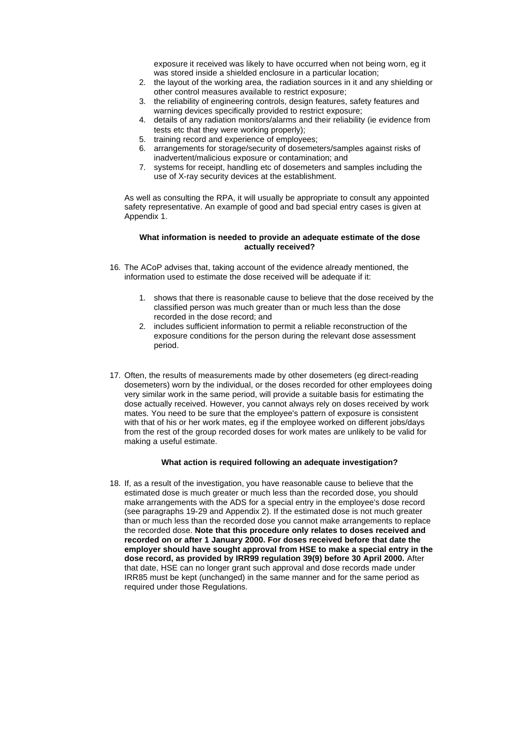exposure it received was likely to have occurred when not being worn, eg it was stored inside a shielded enclosure in a particular location;
2. the layout of the working area, the radiation sources in it and any shielding or other control measures available to restrict exposure;
3. the reliability of engineering controls, design features, safety features and warning devices specifically provided to restrict exposure;
4. details of any radiation monitors/alarms and their reliability (ie evidence from tests etc that they were working properly);
5. training record and experience of employees;
6. arrangements for storage/security of dosemeters/samples against risks of inadvertent/malicious exposure or contamination; and
7. systems for receipt, handling etc of dosemeters and samples including the use of X-ray security devices at the establishment.

As well as consulting the RPA, it will usually be appropriate to consult any appointed safety representative. An example of good and bad special entry cases is given at Appendix 1.

**What information is needed to provide an adequate estimate of the dose actually received?**

16. The ACoP advises that, taking account of the evidence already mentioned, the information used to estimate the dose received will be adequate if it:

    1. shows that there is reasonable cause to believe that the dose received by the classified person was much greater than or much less than the dose recorded in the dose record; and
    2. includes sufficient information to permit a reliable reconstruction of the exposure conditions for the person during the relevant dose assessment period.

17. Often, the results of measurements made by other dosemeters (eg direct-reading dosemeters) worn by the individual, or the doses recorded for other employees doing very similar work in the same period, will provide a suitable basis for estimating the dose actually received. However, you cannot always rely on doses received by work mates. You need to be sure that the employee's pattern of exposure is consistent with that of his or her work mates, eg if the employee worked on different jobs/days from the rest of the group recorded doses for work mates are unlikely to be valid for making a useful estimate.

**What action is required following an adequate investigation?**

18. If, as a result of the investigation, you have reasonable cause to believe that the estimated dose is much greater or much less than the recorded dose, you should make arrangements with the ADS for a special entry in the employee's dose record (see paragraphs 19-29 and Appendix 2). If the estimated dose is not much greater than or much less than the recorded dose you cannot make arrangements to replace the recorded dose. **Note that this procedure only relates to doses received and recorded on or after 1 January 2000. For doses received before that date the employer should have sought approval from HSE to make a special entry in the dose record, as provided by IRR99 regulation 39(9) before 30 April 2000.** After that date, HSE can no longer grant such approval and dose records made under IRR85 must be kept (unchanged) in the same manner and for the same period as required under those Regulations.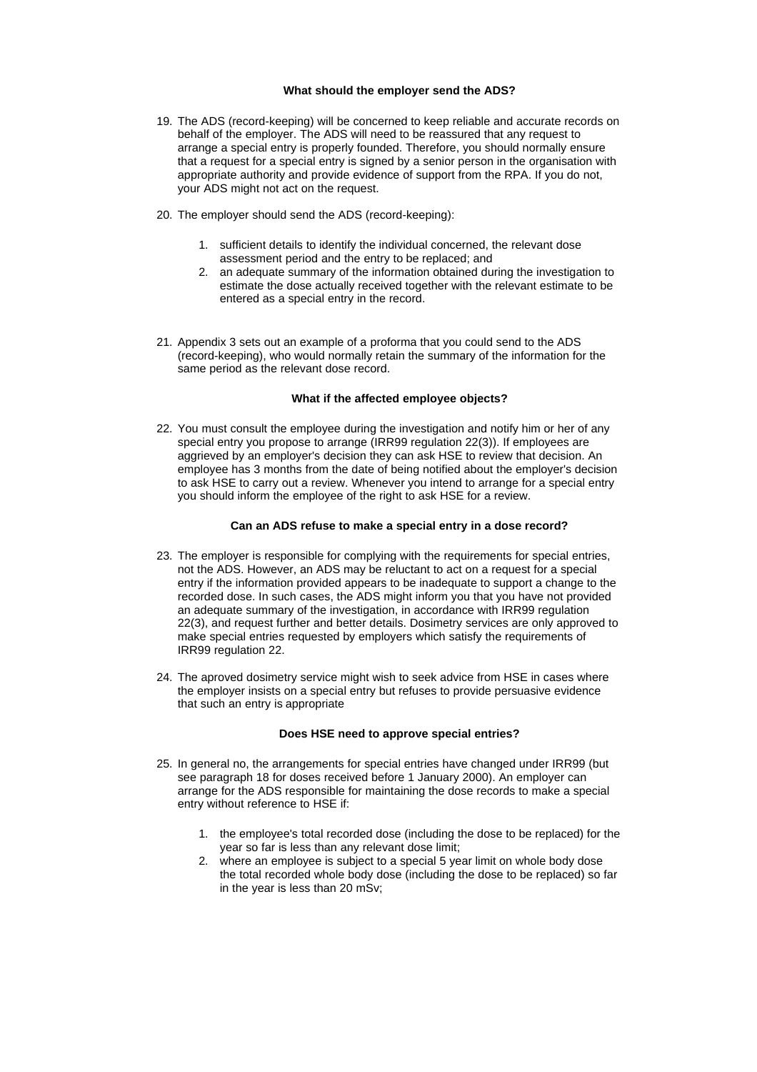### What should the employer send the ADS?

19. The ADS (record-keeping) will be concerned to keep reliable and accurate records on behalf of the employer. The ADS will need to be reassured that any request to arrange a special entry is properly founded. Therefore, you should normally ensure that a request for a special entry is signed by a senior person in the organisation with appropriate authority and provide evidence of support from the RPA. If you do not, your ADS might not act on the request.

20. The employer should send the ADS (record-keeping):

    1. sufficient details to identify the individual concerned, the relevant dose assessment period and the entry to be replaced; and
    2. an adequate summary of the information obtained during the investigation to estimate the dose actually received together with the relevant estimate to be entered as a special entry in the record.

21. Appendix 3 sets out an example of a proforma that you could send to the ADS (record-keeping), who would normally retain the summary of the information for the same period as the relevant dose record.

### What if the affected employee objects?

22. You must consult the employee during the investigation and notify him or her of any special entry you propose to arrange (IRR99 regulation 22(3)). If employees are aggrieved by an employer's decision they can ask HSE to review that decision. An employee has 3 months from the date of being notified about the employer's decision to ask HSE to carry out a review. Whenever you intend to arrange for a special entry you should inform the employee of the right to ask HSE for a review.

### Can an ADS refuse to make a special entry in a dose record?

23. The employer is responsible for complying with the requirements for special entries, not the ADS. However, an ADS may be reluctant to act on a request for a special entry if the information provided appears to be inadequate to support a change to the recorded dose. In such cases, the ADS might inform you that you have not provided an adequate summary of the investigation, in accordance with IRR99 regulation 22(3), and request further and better details. Dosimetry services are only approved to make special entries requested by employers which satisfy the requirements of IRR99 regulation 22.

24. The aproved dosimetry service might wish to seek advice from HSE in cases where the employer insists on a special entry but refuses to provide persuasive evidence that such an entry is appropriate

### Does HSE need to approve special entries?

25. In general no, the arrangements for special entries have changed under IRR99 (but see paragraph 18 for doses received before 1 January 2000). An employer can arrange for the ADS responsible for maintaining the dose records to make a special entry without reference to HSE if:

    1. the employee's total recorded dose (including the dose to be replaced) for the year so far is less than any relevant dose limit;
    2. where an employee is subject to a special 5 year limit on whole body dose the total recorded whole body dose (including the dose to be replaced) so far in the year is less than 20 mSv;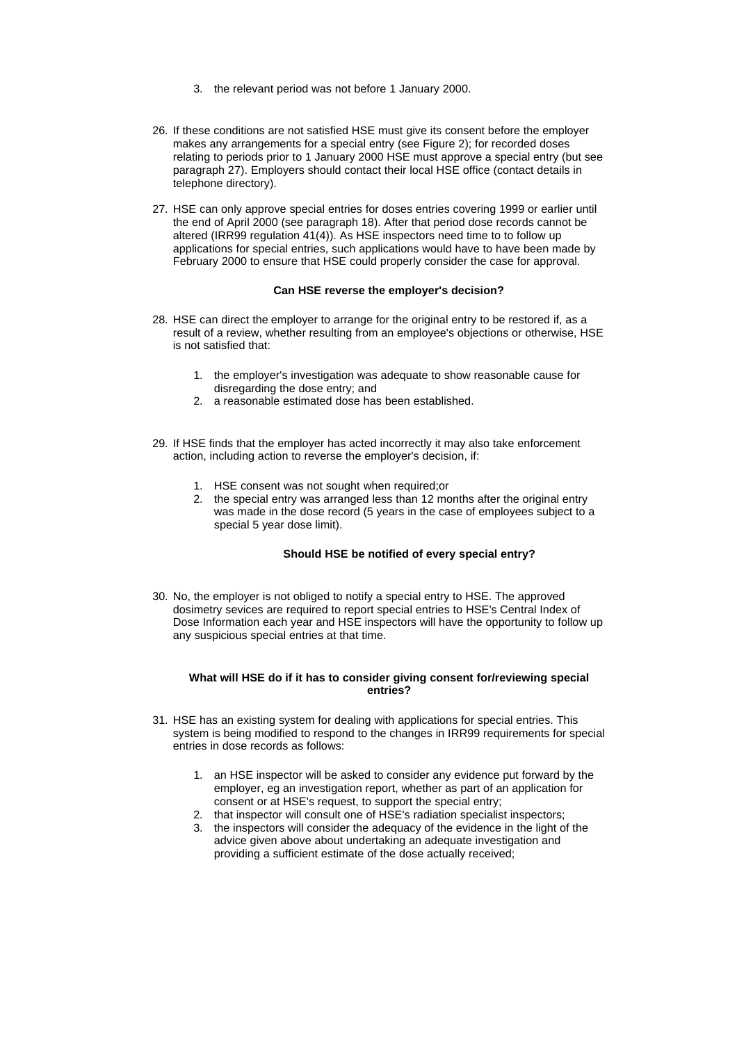3. the relevant period was not before 1 January 2000.

26. If these conditions are not satisfied HSE must give its consent before the employer makes any arrangements for a special entry (see Figure 2); for recorded doses relating to periods prior to 1 January 2000 HSE must approve a special entry (but see paragraph 27). Employers should contact their local HSE office (contact details in telephone directory).

27. HSE can only approve special entries for doses entries covering 1999 or earlier until the end of April 2000 (see paragraph 18). After that period dose records cannot be altered (IRR99 regulation 41(4)). As HSE inspectors need time to to follow up applications for special entries, such applications would have to have been made by February 2000 to ensure that HSE could properly consider the case for approval.

**Can HSE reverse the employer's decision?**

28. HSE can direct the employer to arrange for the original entry to be restored if, as a result of a review, whether resulting from an employee's objections or otherwise, HSE is not satisfied that:

    1. the employer's investigation was adequate to show reasonable cause for disregarding the dose entry; and
    2. a reasonable estimated dose has been established.

29. If HSE finds that the employer has acted incorrectly it may also take enforcement action, including action to reverse the employer's decision, if:

    1. HSE consent was not sought when required;or
    2. the special entry was arranged less than 12 months after the original entry was made in the dose record (5 years in the case of employees subject to a special 5 year dose limit).

**Should HSE be notified of every special entry?**

30. No, the employer is not obliged to notify a special entry to HSE. The approved dosimetry sevices are required to report special entries to HSE's Central Index of Dose Information each year and HSE inspectors will have the opportunity to follow up any suspicious special entries at that time.

**What will HSE do if it has to consider giving consent for/reviewing special entries?**

31. HSE has an existing system for dealing with applications for special entries. This system is being modified to respond to the changes in IRR99 requirements for special entries in dose records as follows:

    1. an HSE inspector will be asked to consider any evidence put forward by the employer, eg an investigation report, whether as part of an application for consent or at HSE's request, to support the special entry;
    2. that inspector will consult one of HSE's radiation specialist inspectors;
    3. the inspectors will consider the adequacy of the evidence in the light of the advice given above about undertaking an adequate investigation and providing a sufficient estimate of the dose actually received;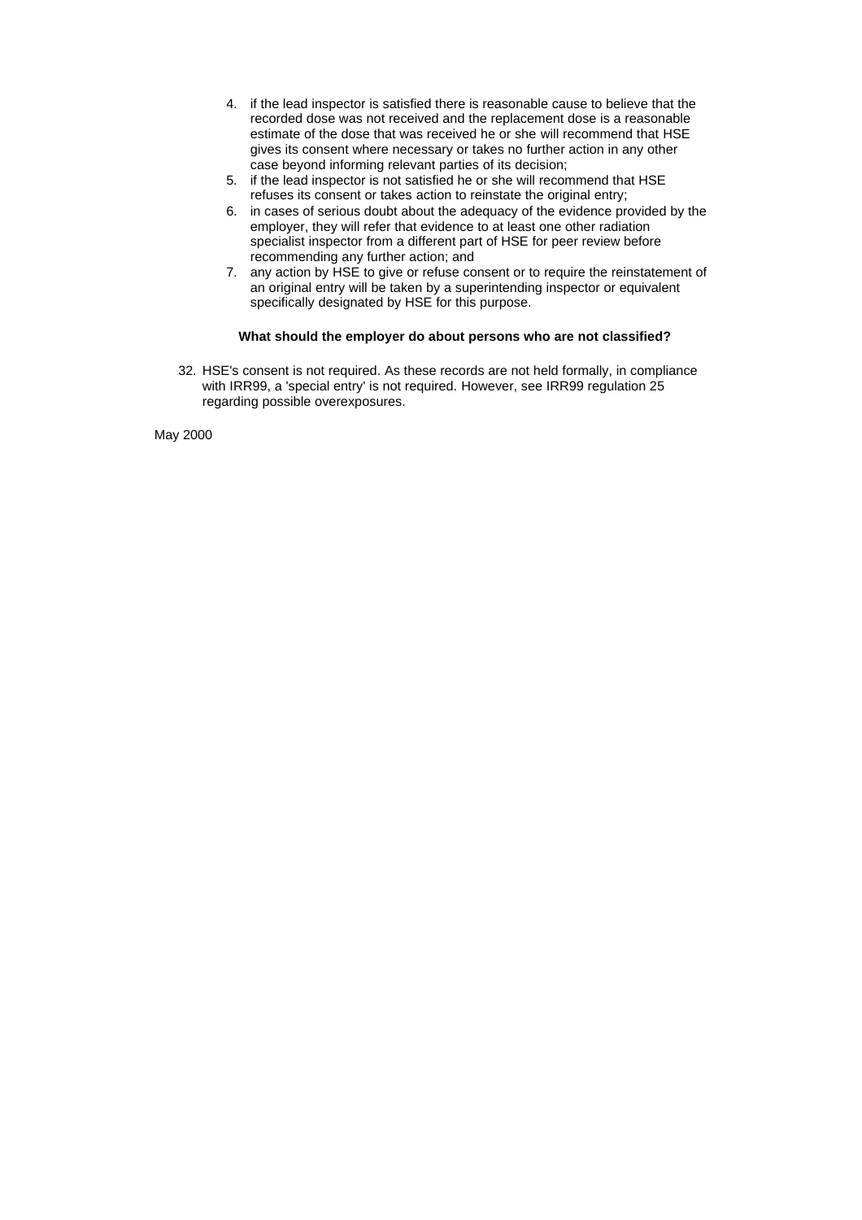4. if the lead inspector is satisfied there is reasonable cause to believe that the recorded dose was not received and the replacement dose is a reasonable estimate of the dose that was received he or she will recommend that HSE gives its consent where necessary or takes no further action in any other case beyond informing relevant parties of its decision;
5. if the lead inspector is not satisfied he or she will recommend that HSE refuses its consent or takes action to reinstate the original entry;
6. in cases of serious doubt about the adequacy of the evidence provided by the employer, they will refer that evidence to at least one other radiation specialist inspector from a different part of HSE for peer review before recommending any further action; and
7. any action by HSE to give or refuse consent or to require the reinstatement of an original entry will be taken by a superintending inspector or equivalent specifically designated by HSE for this purpose.

**What should the employer do about persons who are not classified?**

32. HSE's consent is not required. As these records are not held formally, in compliance with IRR99, a 'special entry' is not required. However, see IRR99 regulation 25 regarding possible overexposures.

May 2000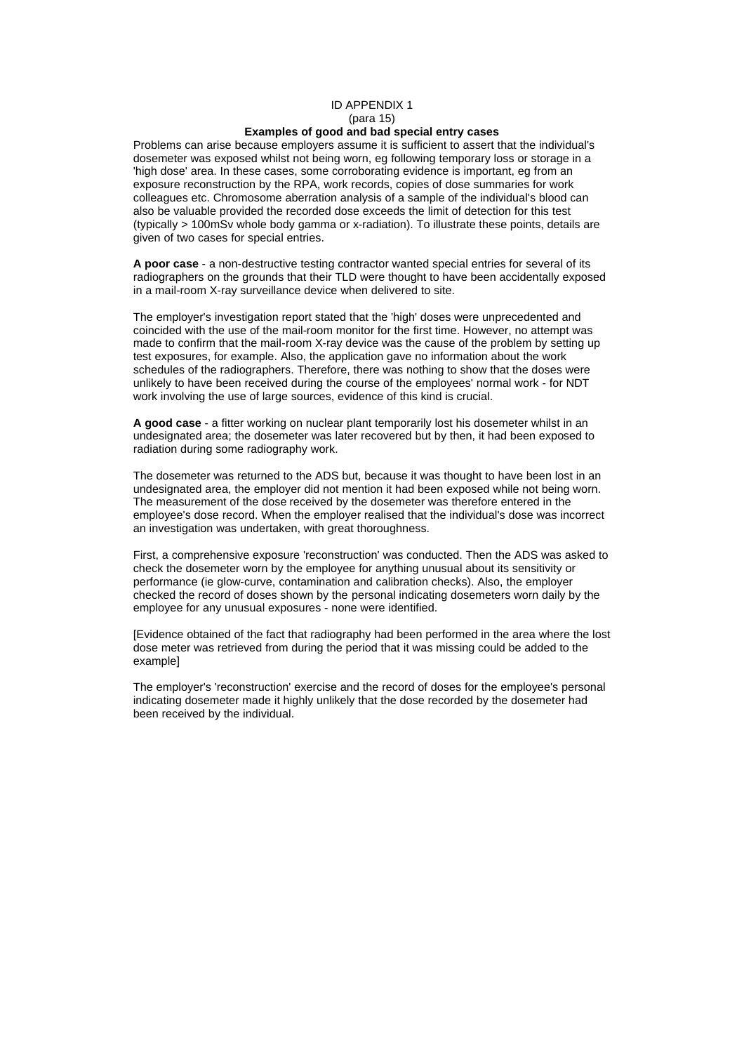ID APPENDIX 1
(para 15)

**Examples of good and bad special entry cases**

Problems can arise because employers assume it is sufficient to assert that the individual's dosemeter was exposed whilst not being worn, eg following temporary loss or storage in a 'high dose' area. In these cases, some corroborating evidence is important, eg from an exposure reconstruction by the RPA, work records, copies of dose summaries for work colleagues etc. Chromosome aberration analysis of a sample of the individual's blood can also be valuable provided the recorded dose exceeds the limit of detection for this test (typically > 100mSv whole body gamma or x-radiation). To illustrate these points, details are given of two cases for special entries.

**A poor case** - a non-destructive testing contractor wanted special entries for several of its radiographers on the grounds that their TLD were thought to have been accidentally exposed in a mail-room X-ray surveillance device when delivered to site.

The employer's investigation report stated that the 'high' doses were unprecedented and coincided with the use of the mail-room monitor for the first time. However, no attempt was made to confirm that the mail-room X-ray device was the cause of the problem by setting up test exposures, for example. Also, the application gave no information about the work schedules of the radiographers. Therefore, there was nothing to show that the doses were unlikely to have been received during the course of the employees' normal work - for NDT work involving the use of large sources, evidence of this kind is crucial.

**A good case** - a fitter working on nuclear plant temporarily lost his dosemeter whilst in an undesignated area; the dosemeter was later recovered but by then, it had been exposed to radiation during some radiography work.

The dosemeter was returned to the ADS but, because it was thought to have been lost in an undesignated area, the employer did not mention it had been exposed while not being worn. The measurement of the dose received by the dosemeter was therefore entered in the employee's dose record. When the employer realised that the individual's dose was incorrect an investigation was undertaken, with great thoroughness.

First, a comprehensive exposure 'reconstruction' was conducted. Then the ADS was asked to check the dosemeter worn by the employee for anything unusual about its sensitivity or performance (ie glow-curve, contamination and calibration checks). Also, the employer checked the record of doses shown by the personal indicating dosemeters worn daily by the employee for any unusual exposures - none were identified.

[Evidence obtained of the fact that radiography had been performed in the area where the lost dose meter was retrieved from during the period that it was missing could be added to the example]

The employer's 'reconstruction' exercise and the record of doses for the employee's personal indicating dosemeter made it highly unlikely that the dose recorded by the dosemeter had been received by the individual.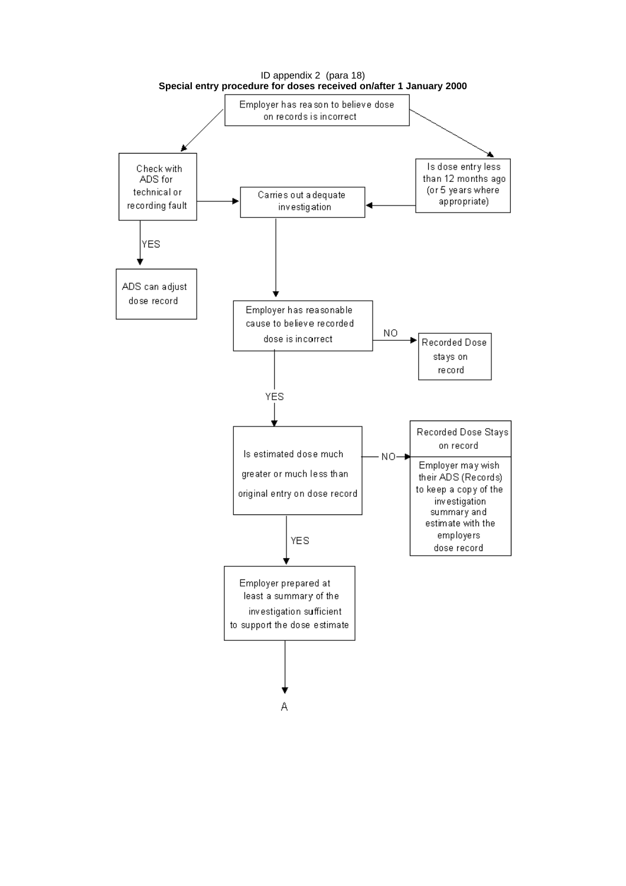ID appendix 2 (para 18)

**Special entry procedure for doses received on/after 1 January 2000**

Employer has reason to believe dose on records is incorrect

Check with ADS for technical or recording fault

YES

ADS can adjust dose record

Is dose entry less than 12 months ago (or 5 years where appropriate)

Carries out adequate investigation

Employer has reasonable cause to believe recorded dose is incorrect

NO

Recorded Dose stays on record

YES

Is estimated dose much greater or much less than original entry on dose record

NO

Recorded Dose Stays on record

Employer may wish their ADS (Records) to keep a copy of the investigation summary and estimate with the employers dose record

YES

Employer prepared at least a summary of the investigation sufficient to support the dose estimate

A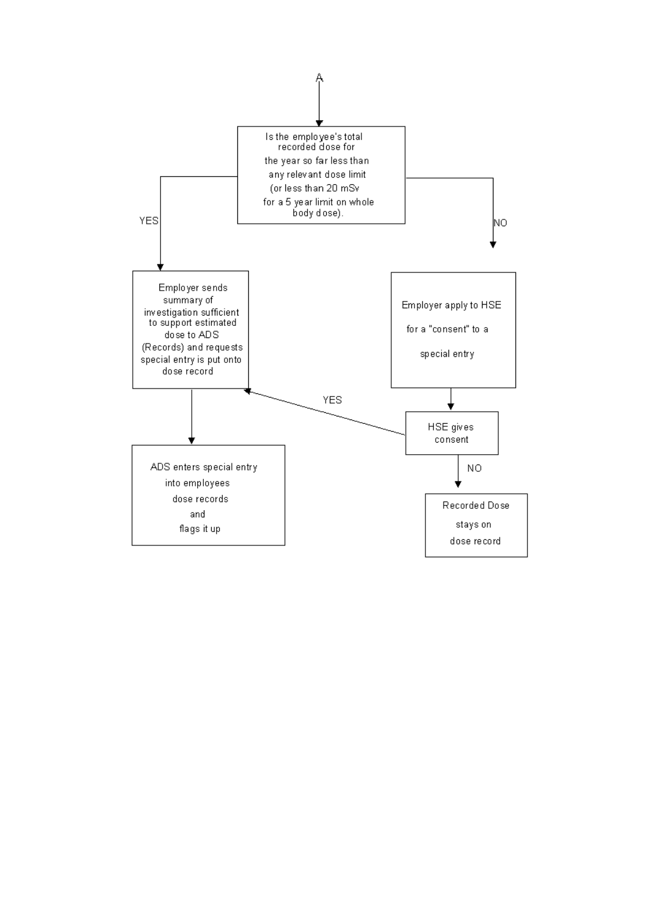A

Is the employee's total recorded dose for the year so far less than any relevant dose limit (or less than 20 mSv for a 5 year limit on whole body dose).

YES

Employer sends summary of investigation sufficient to support estimated dose to ADS (Records) and requests special entry is put onto dose record

ADS enters special entry into employees dose records and flags it up

NO

Employer apply to HSE for a "consent" to a special entry

HSE gives consent

YES

NO

Recorded Dose stays on dose record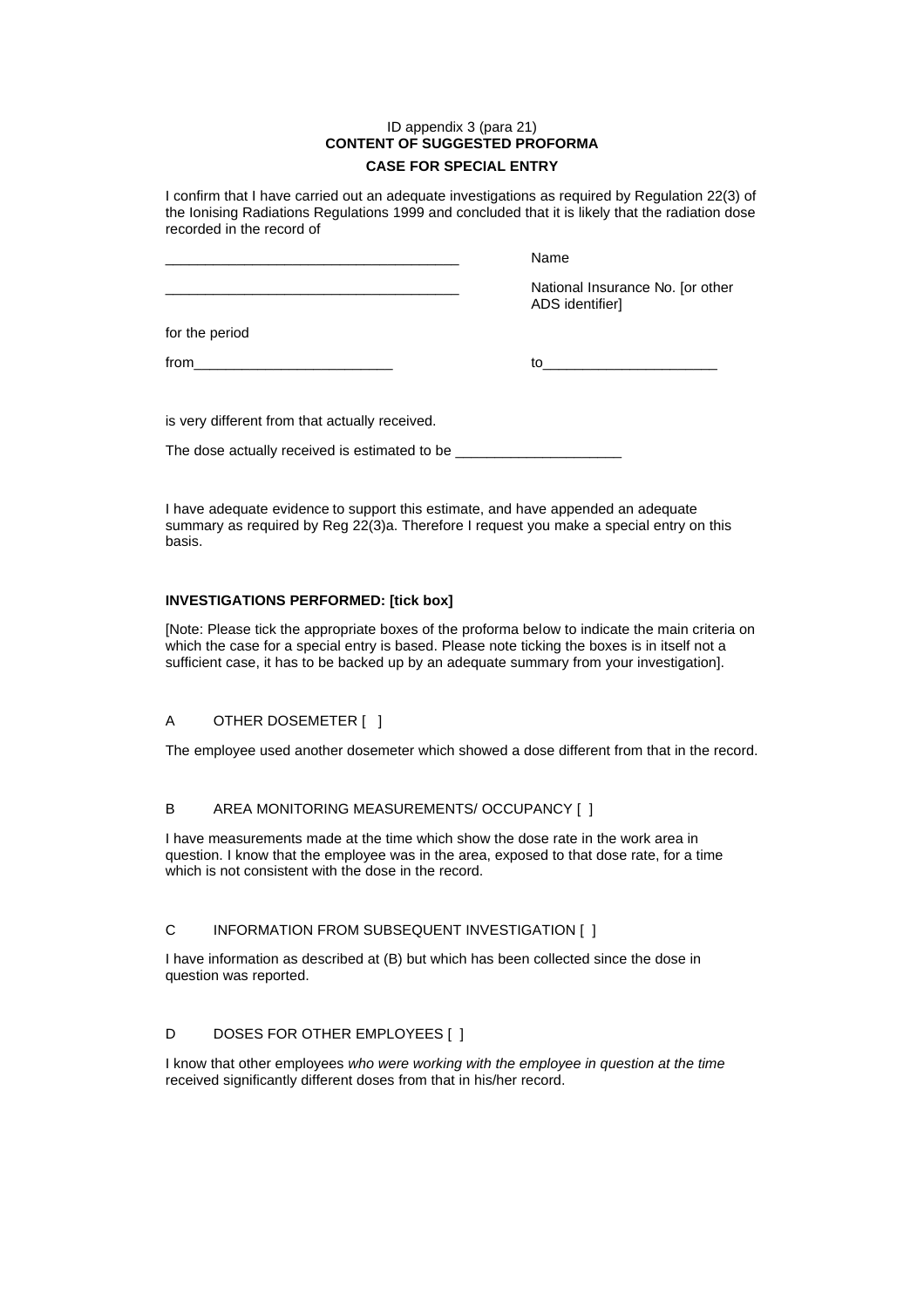ID appendix 3 (para 21)

**CONTENT OF SUGGESTED PROFORMA**

**CASE FOR SPECIAL ENTRY**

I confirm that I have carried out an adequate investigations as required by Regulation 22(3) of the Ionising Radiations Regulations 1999 and concluded that it is likely that the radiation dose recorded in the record of

_____________________________________ Name

_____________________________________ National Insurance No. [or other ADS identifier]

for the period

from_________________________ to______________________

is very different from that actually received.

The dose actually received is estimated to be _____________________

I have adequate evidence to support this estimate, and have appended an adequate summary as required by Reg 22(3)a. Therefore I request you make a special entry on this basis.

**INVESTIGATIONS PERFORMED: [tick box]**

[Note: Please tick the appropriate boxes of the proforma below to indicate the main criteria on which the case for a special entry is based. Please note ticking the boxes is in itself not a sufficient case, it has to be backed up by an adequate summary from your investigation].

A OTHER DOSEMETER [ ]

The employee used another dosemeter which showed a dose different from that in the record.

B AREA MONITORING MEASUREMENTS/ OCCUPANCY [ ]

I have measurements made at the time which show the dose rate in the work area in question. I know that the employee was in the area, exposed to that dose rate, for a time which is not consistent with the dose in the record.

C INFORMATION FROM SUBSEQUENT INVESTIGATION [ ]

I have information as described at (B) but which has been collected since the dose in question was reported.

D DOSES FOR OTHER EMPLOYEES [ ]

I know that other employees *who were working with the employee in question at the time* received significantly different doses from that in his/her record.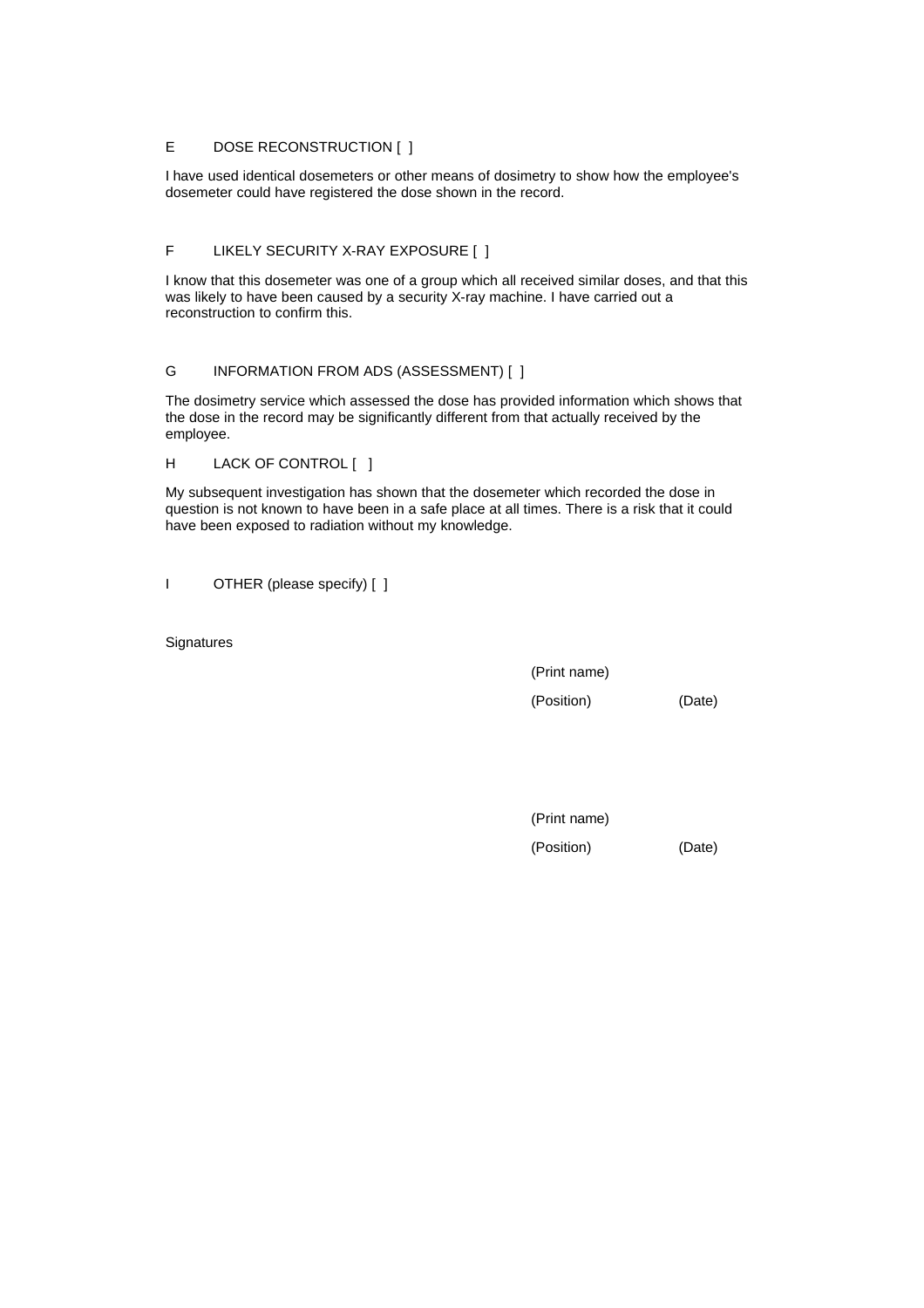E DOSE RECONSTRUCTION [ ]

I have used identical dosemeters or other means of dosimetry to show how the employee's dosemeter could have registered the dose shown in the record.

F LIKELY SECURITY X-RAY EXPOSURE [ ]

I know that this dosemeter was one of a group which all received similar doses, and that this was likely to have been caused by a security X-ray machine. I have carried out a reconstruction to confirm this.

G INFORMATION FROM ADS (ASSESSMENT) [ ]

The dosimetry service which assessed the dose has provided information which shows that the dose in the record may be significantly different from that actually received by the employee.

H LACK OF CONTROL [ ]

My subsequent investigation has shown that the dosemeter which recorded the dose in question is not known to have been in a safe place at all times. There is a risk that it could have been exposed to radiation without my knowledge.

I OTHER (please specify) [ ]

Signatures

(Print name)

(Position) (Date)

(Print name)

(Position) (Date)